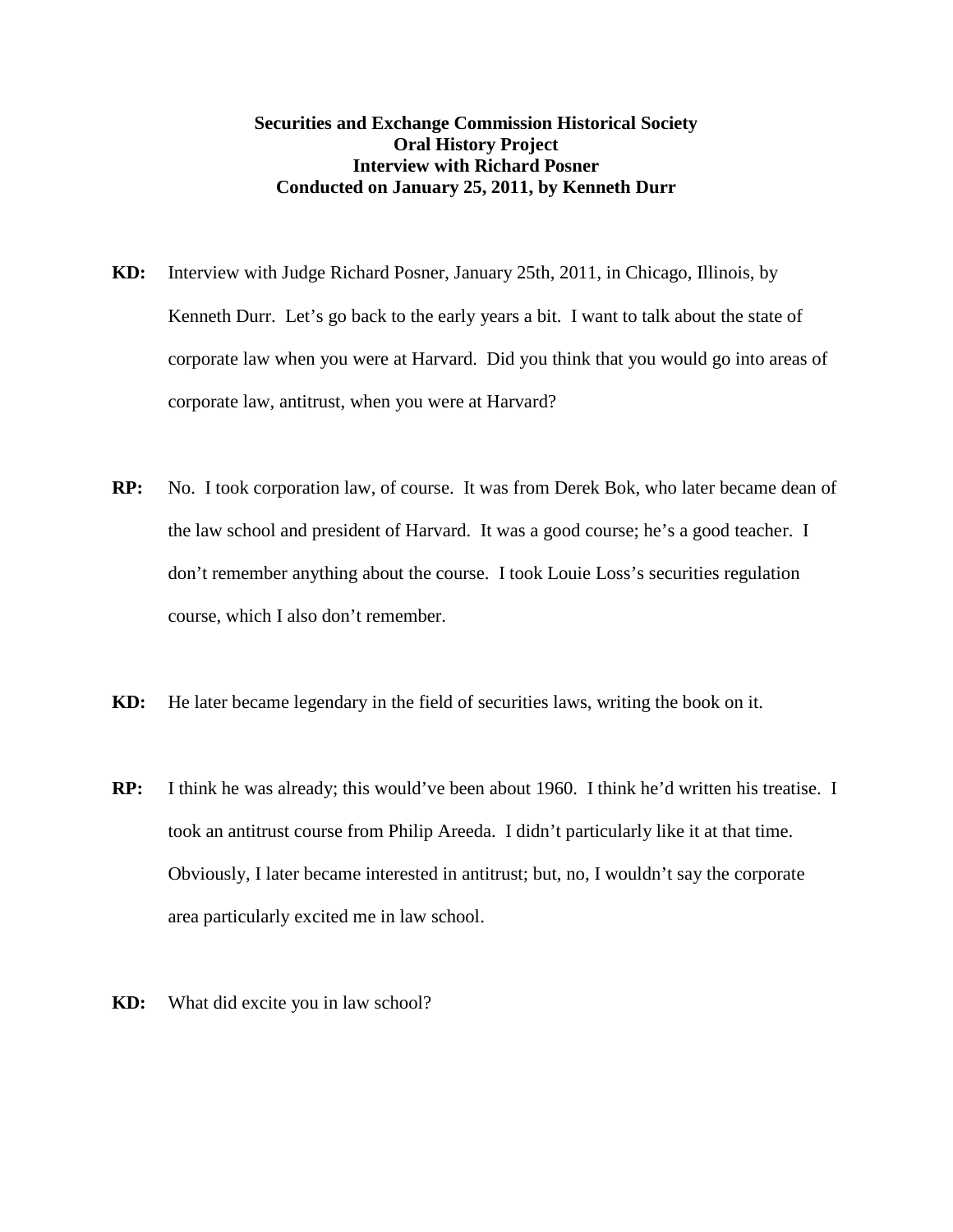**Securities and Exchange Commission Historical Society**
**Oral History Project**
**Interview with Richard Posner**
**Conducted on January 25, 2011, by Kenneth Durr**

**KD:** Interview with Judge Richard Posner, January 25th, 2011, in Chicago, Illinois, by Kenneth Durr. Let's go back to the early years a bit. I want to talk about the state of corporate law when you were at Harvard. Did you think that you would go into areas of corporate law, antitrust, when you were at Harvard?

**RP:** No. I took corporation law, of course. It was from Derek Bok, who later became dean of the law school and president of Harvard. It was a good course; he's a good teacher. I don't remember anything about the course. I took Louie Loss's securities regulation course, which I also don't remember.

**KD:** He later became legendary in the field of securities laws, writing the book on it.

**RP:** I think he was already; this would've been about 1960. I think he'd written his treatise. I took an antitrust course from Philip Areeda. I didn't particularly like it at that time. Obviously, I later became interested in antitrust; but, no, I wouldn't say the corporate area particularly excited me in law school.

**KD:** What did excite you in law school?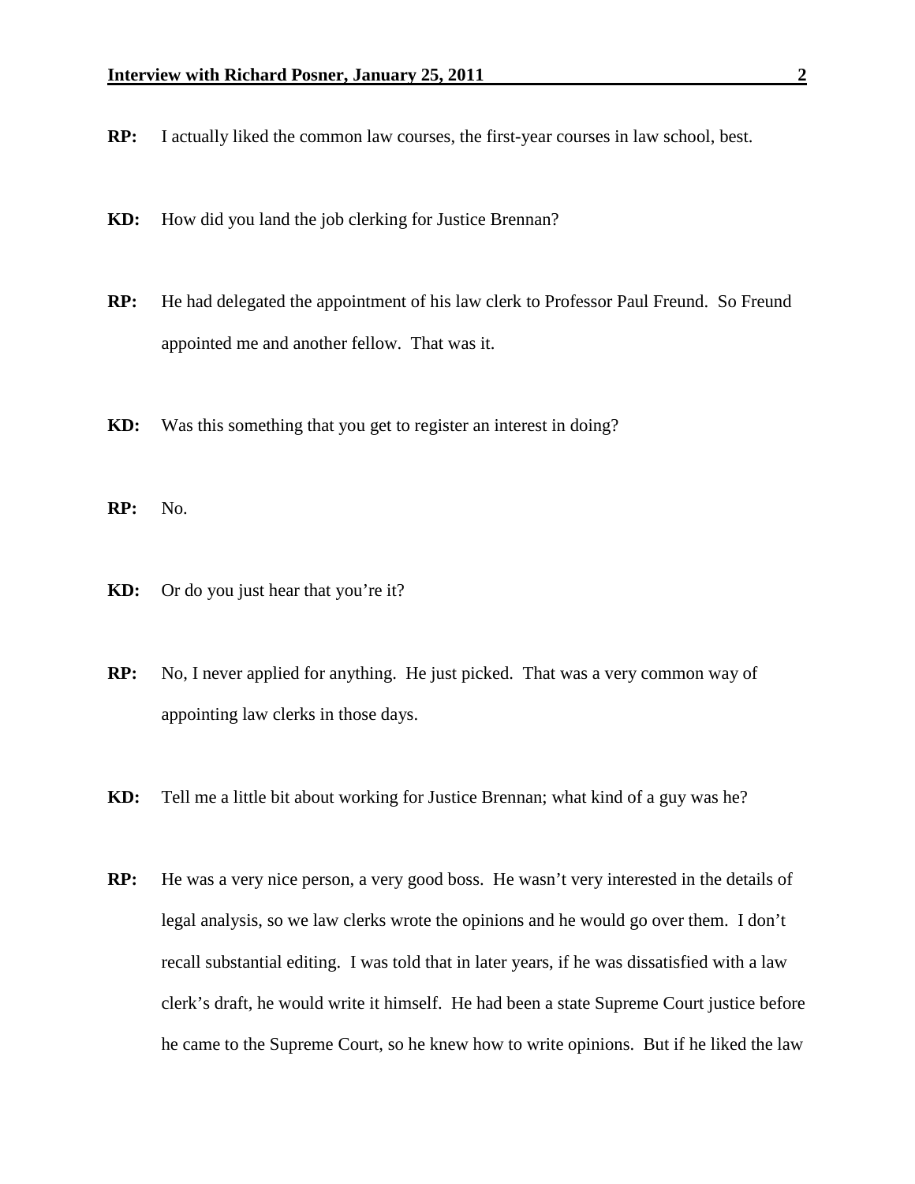**RP:** I actually liked the common law courses, the first-year courses in law school, best.

**KD:** How did you land the job clerking for Justice Brennan?

**RP:** He had delegated the appointment of his law clerk to Professor Paul Freund. So Freund appointed me and another fellow. That was it.

**KD:** Was this something that you get to register an interest in doing?

**RP:** No.

**KD:** Or do you just hear that you're it?

**RP:** No, I never applied for anything. He just picked. That was a very common way of appointing law clerks in those days.

**KD:** Tell me a little bit about working for Justice Brennan; what kind of a guy was he?

**RP:** He was a very nice person, a very good boss. He wasn't very interested in the details of legal analysis, so we law clerks wrote the opinions and he would go over them. I don't recall substantial editing. I was told that in later years, if he was dissatisfied with a law clerk's draft, he would write it himself. He had been a state Supreme Court justice before he came to the Supreme Court, so he knew how to write opinions. But if he liked the law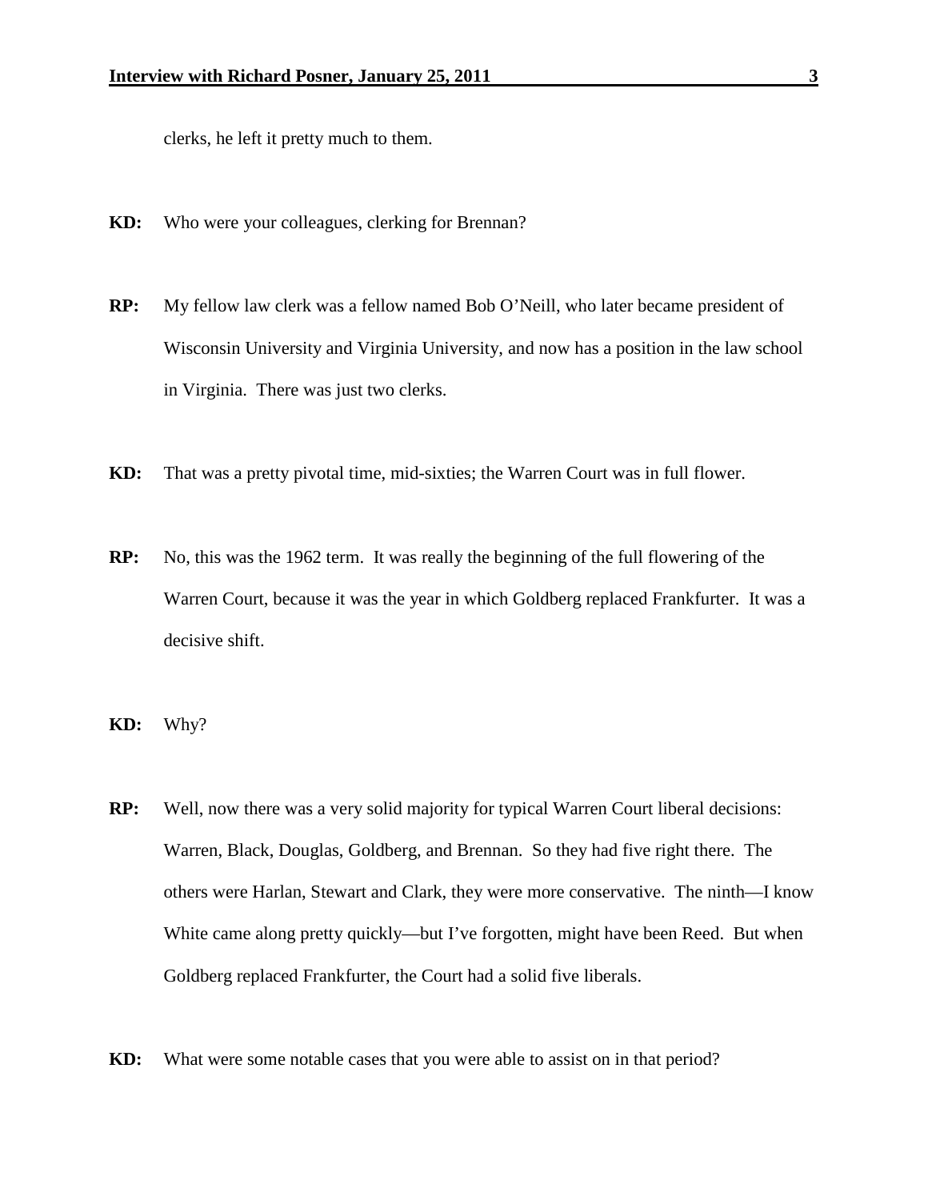clerks, he left it pretty much to them.

**KD:** Who were your colleagues, clerking for Brennan?

**RP:** My fellow law clerk was a fellow named Bob O'Neill, who later became president of Wisconsin University and Virginia University, and now has a position in the law school in Virginia. There was just two clerks.

**KD:** That was a pretty pivotal time, mid-sixties; the Warren Court was in full flower.

**RP:** No, this was the 1962 term. It was really the beginning of the full flowering of the Warren Court, because it was the year in which Goldberg replaced Frankfurter. It was a decisive shift.

**KD:** Why?

**RP:** Well, now there was a very solid majority for typical Warren Court liberal decisions: Warren, Black, Douglas, Goldberg, and Brennan. So they had five right there. The others were Harlan, Stewart and Clark, they were more conservative. The ninth—I know White came along pretty quickly—but I've forgotten, might have been Reed. But when Goldberg replaced Frankfurter, the Court had a solid five liberals.

**KD:** What were some notable cases that you were able to assist on in that period?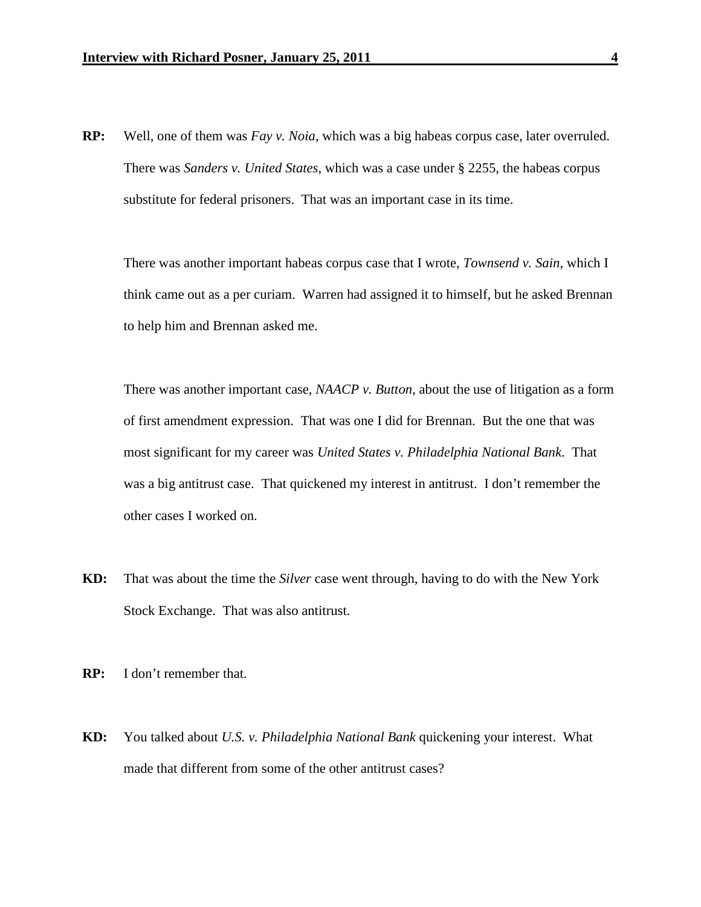**RP:** Well, one of them was *Fay v. Noia*, which was a big habeas corpus case, later overruled. There was *Sanders v. United States*, which was a case under § 2255, the habeas corpus substitute for federal prisoners. That was an important case in its time.

There was another important habeas corpus case that I wrote, *Townsend v. Sain*, which I think came out as a per curiam. Warren had assigned it to himself, but he asked Brennan to help him and Brennan asked me.

There was another important case, *NAACP v. Button*, about the use of litigation as a form of first amendment expression. That was one I did for Brennan. But the one that was most significant for my career was *United States v. Philadelphia National Bank*. That was a big antitrust case. That quickened my interest in antitrust. I don't remember the other cases I worked on.

**KD:** That was about the time the *Silver* case went through, having to do with the New York Stock Exchange. That was also antitrust.

**RP:** I don't remember that.

**KD:** You talked about *U.S. v. Philadelphia National Bank* quickening your interest. What made that different from some of the other antitrust cases?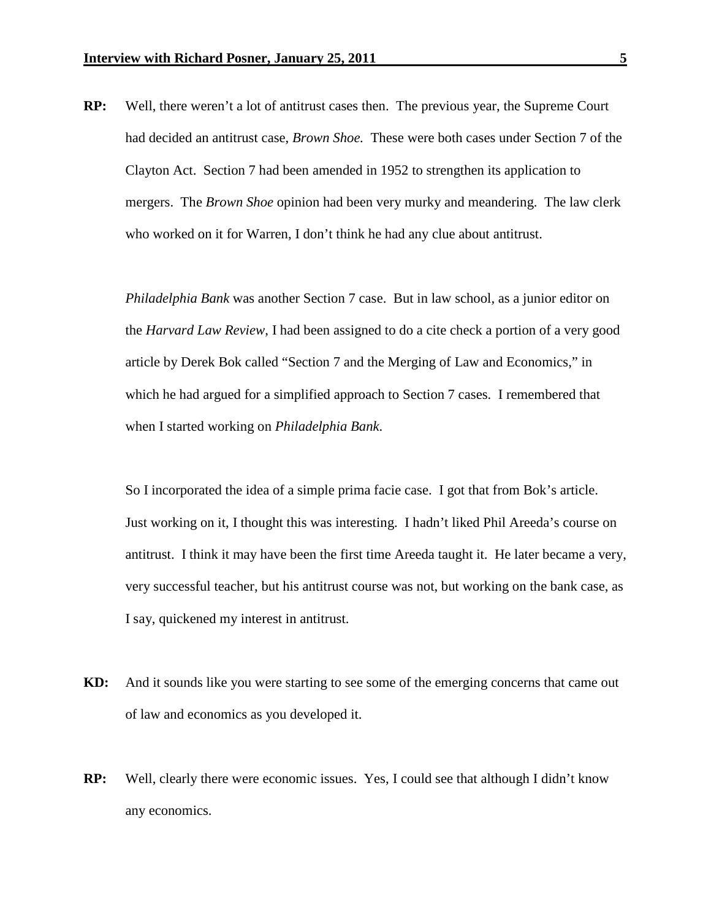**RP:** Well, there weren't a lot of antitrust cases then. The previous year, the Supreme Court had decided an antitrust case, *Brown Shoe.* These were both cases under Section 7 of the Clayton Act. Section 7 had been amended in 1952 to strengthen its application to mergers. The *Brown Shoe* opinion had been very murky and meandering. The law clerk who worked on it for Warren, I don't think he had any clue about antitrust.

*Philadelphia Bank* was another Section 7 case. But in law school, as a junior editor on the *Harvard Law Review*, I had been assigned to do a cite check a portion of a very good article by Derek Bok called "Section 7 and the Merging of Law and Economics," in which he had argued for a simplified approach to Section 7 cases. I remembered that when I started working on *Philadelphia Bank*.

So I incorporated the idea of a simple prima facie case. I got that from Bok's article. Just working on it, I thought this was interesting. I hadn't liked Phil Areeda's course on antitrust. I think it may have been the first time Areeda taught it. He later became a very, very successful teacher, but his antitrust course was not, but working on the bank case, as I say, quickened my interest in antitrust.

**KD:** And it sounds like you were starting to see some of the emerging concerns that came out of law and economics as you developed it.

**RP:** Well, clearly there were economic issues. Yes, I could see that although I didn't know any economics.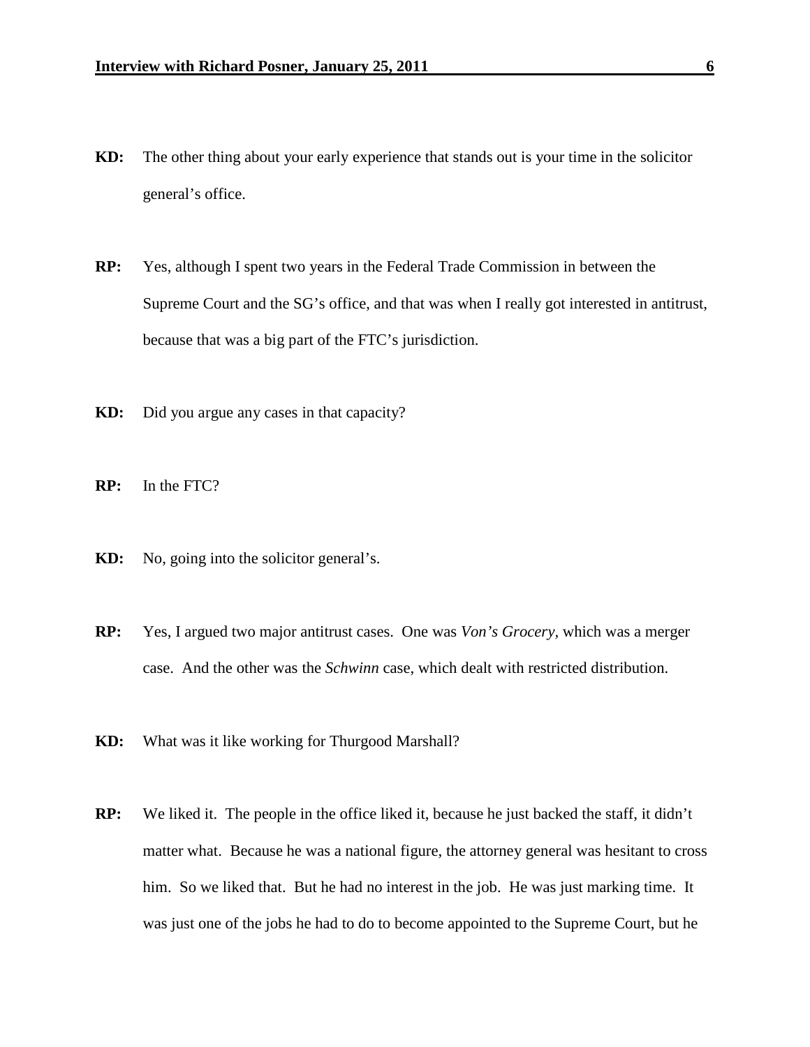**KD:** The other thing about your early experience that stands out is your time in the solicitor general's office.

**RP:** Yes, although I spent two years in the Federal Trade Commission in between the Supreme Court and the SG's office, and that was when I really got interested in antitrust, because that was a big part of the FTC's jurisdiction.

**KD:** Did you argue any cases in that capacity?

**RP:** In the FTC?

**KD:** No, going into the solicitor general's.

**RP:** Yes, I argued two major antitrust cases. One was *Von's Grocery,* which was a merger case. And the other was the *Schwinn* case, which dealt with restricted distribution.

**KD:** What was it like working for Thurgood Marshall?

**RP:** We liked it. The people in the office liked it, because he just backed the staff, it didn't matter what. Because he was a national figure, the attorney general was hesitant to cross him. So we liked that. But he had no interest in the job. He was just marking time. It was just one of the jobs he had to do to become appointed to the Supreme Court, but he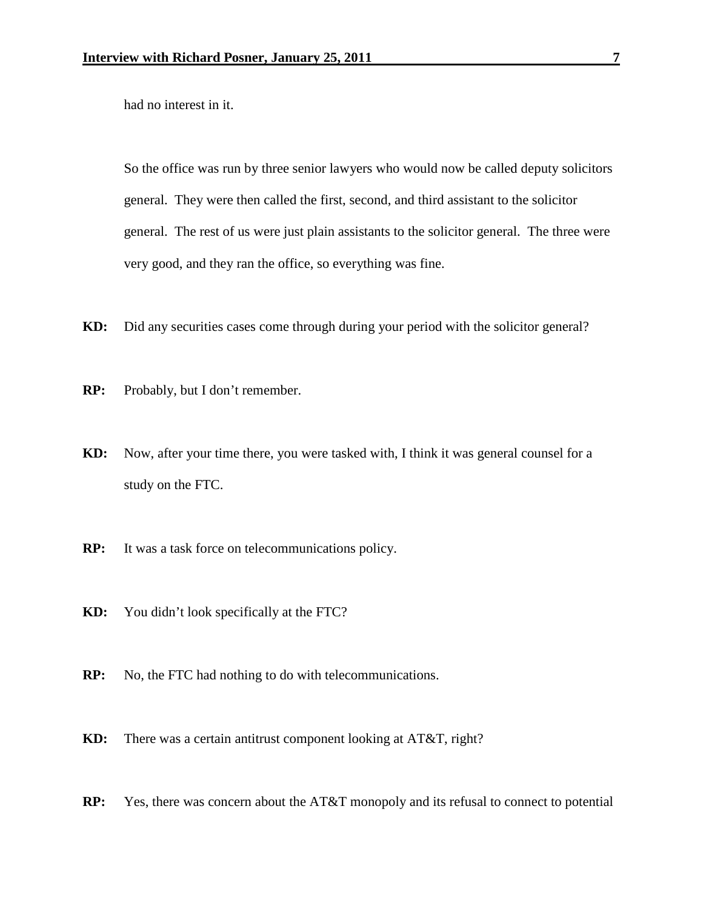had no interest in it.

So the office was run by three senior lawyers who would now be called deputy solicitors general. They were then called the first, second, and third assistant to the solicitor general. The rest of us were just plain assistants to the solicitor general. The three were very good, and they ran the office, so everything was fine.

**KD:** Did any securities cases come through during your period with the solicitor general?

**RP:** Probably, but I don't remember.

**KD:** Now, after your time there, you were tasked with, I think it was general counsel for a study on the FTC.

**RP:** It was a task force on telecommunications policy.

**KD:** You didn't look specifically at the FTC?

**RP:** No, the FTC had nothing to do with telecommunications.

**KD:** There was a certain antitrust component looking at AT&T, right?

**RP:** Yes, there was concern about the AT&T monopoly and its refusal to connect to potential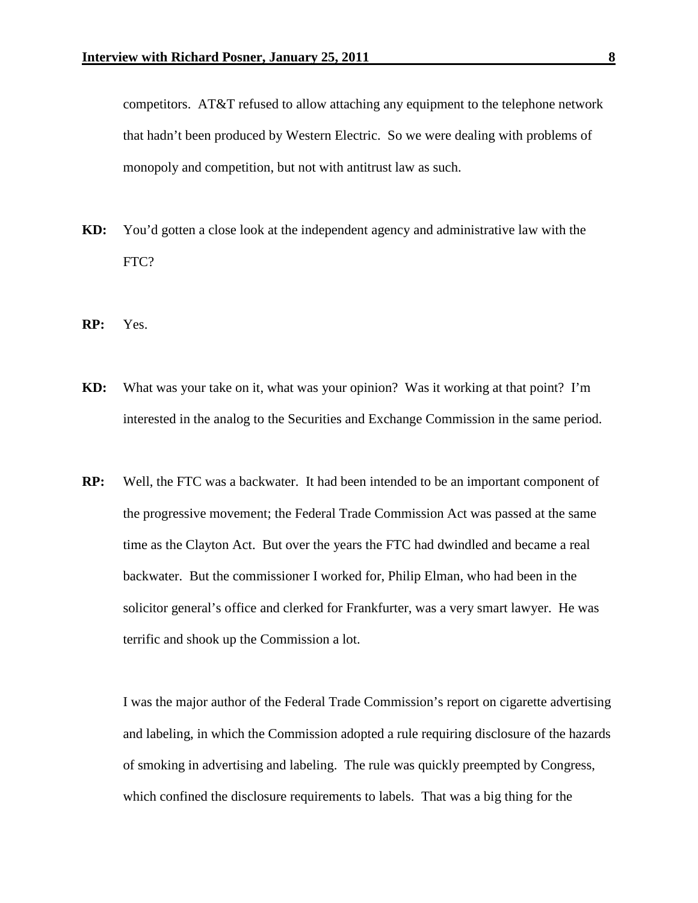competitors. AT&T refused to allow attaching any equipment to the telephone network that hadn't been produced by Western Electric. So we were dealing with problems of monopoly and competition, but not with antitrust law as such.

**KD:** You'd gotten a close look at the independent agency and administrative law with the FTC?

**RP:** Yes.

**KD:** What was your take on it, what was your opinion? Was it working at that point? I'm interested in the analog to the Securities and Exchange Commission in the same period.

**RP:** Well, the FTC was a backwater. It had been intended to be an important component of the progressive movement; the Federal Trade Commission Act was passed at the same time as the Clayton Act. But over the years the FTC had dwindled and became a real backwater. But the commissioner I worked for, Philip Elman, who had been in the solicitor general's office and clerked for Frankfurter, was a very smart lawyer. He was terrific and shook up the Commission a lot.

I was the major author of the Federal Trade Commission's report on cigarette advertising and labeling, in which the Commission adopted a rule requiring disclosure of the hazards of smoking in advertising and labeling. The rule was quickly preempted by Congress, which confined the disclosure requirements to labels. That was a big thing for the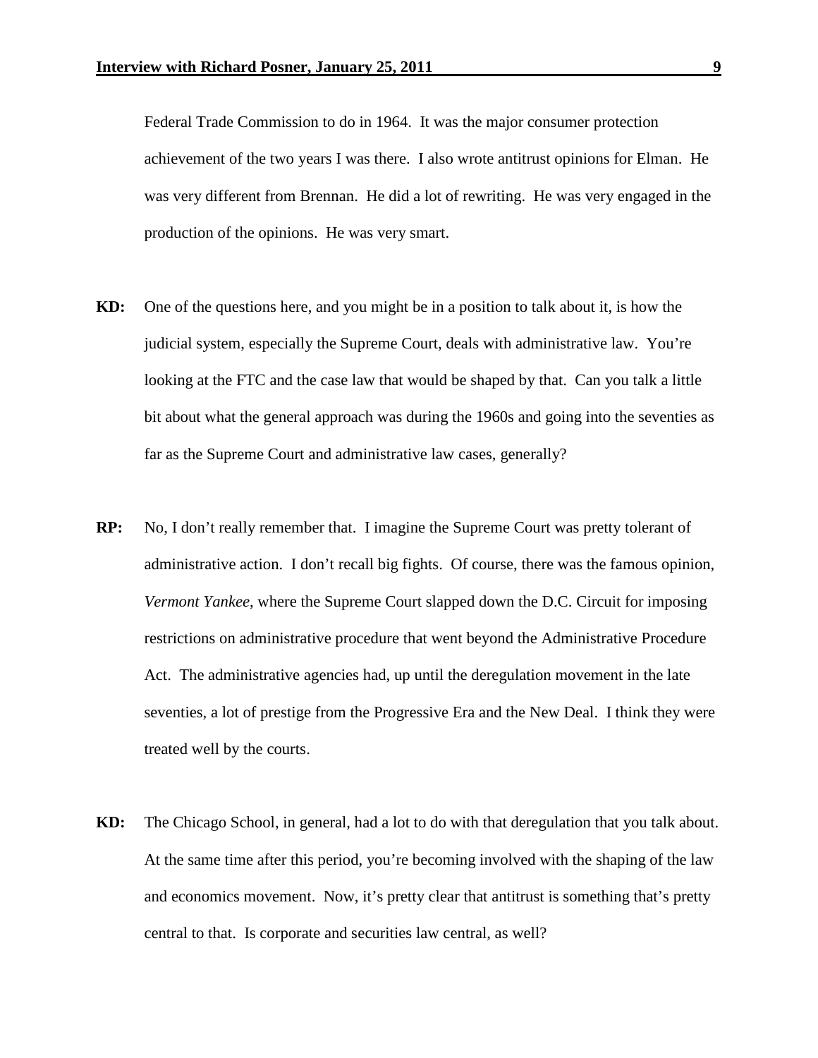Federal Trade Commission to do in 1964. It was the major consumer protection achievement of the two years I was there. I also wrote antitrust opinions for Elman. He was very different from Brennan. He did a lot of rewriting. He was very engaged in the production of the opinions. He was very smart.

**KD:** One of the questions here, and you might be in a position to talk about it, is how the judicial system, especially the Supreme Court, deals with administrative law. You're looking at the FTC and the case law that would be shaped by that. Can you talk a little bit about what the general approach was during the 1960s and going into the seventies as far as the Supreme Court and administrative law cases, generally?

**RP:** No, I don't really remember that. I imagine the Supreme Court was pretty tolerant of administrative action. I don't recall big fights. Of course, there was the famous opinion, *Vermont Yankee*, where the Supreme Court slapped down the D.C. Circuit for imposing restrictions on administrative procedure that went beyond the Administrative Procedure Act. The administrative agencies had, up until the deregulation movement in the late seventies, a lot of prestige from the Progressive Era and the New Deal. I think they were treated well by the courts.

**KD:** The Chicago School, in general, had a lot to do with that deregulation that you talk about. At the same time after this period, you're becoming involved with the shaping of the law and economics movement. Now, it's pretty clear that antitrust is something that's pretty central to that. Is corporate and securities law central, as well?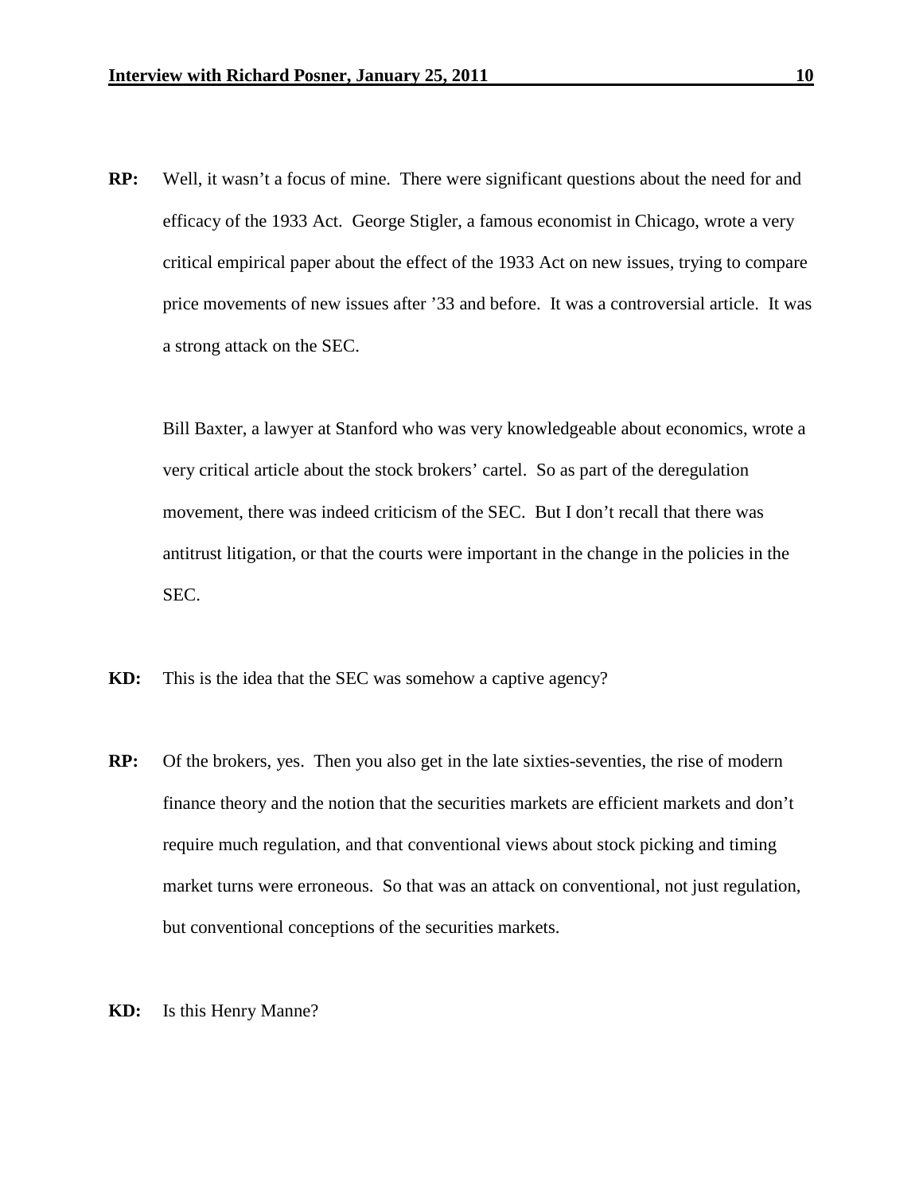**RP:** Well, it wasn't a focus of mine. There were significant questions about the need for and efficacy of the 1933 Act. George Stigler, a famous economist in Chicago, wrote a very critical empirical paper about the effect of the 1933 Act on new issues, trying to compare price movements of new issues after '33 and before. It was a controversial article. It was a strong attack on the SEC.

Bill Baxter, a lawyer at Stanford who was very knowledgeable about economics, wrote a very critical article about the stock brokers' cartel. So as part of the deregulation movement, there was indeed criticism of the SEC. But I don't recall that there was antitrust litigation, or that the courts were important in the change in the policies in the SEC.

**KD:** This is the idea that the SEC was somehow a captive agency?

**RP:** Of the brokers, yes. Then you also get in the late sixties-seventies, the rise of modern finance theory and the notion that the securities markets are efficient markets and don't require much regulation, and that conventional views about stock picking and timing market turns were erroneous. So that was an attack on conventional, not just regulation, but conventional conceptions of the securities markets.

**KD:** Is this Henry Manne?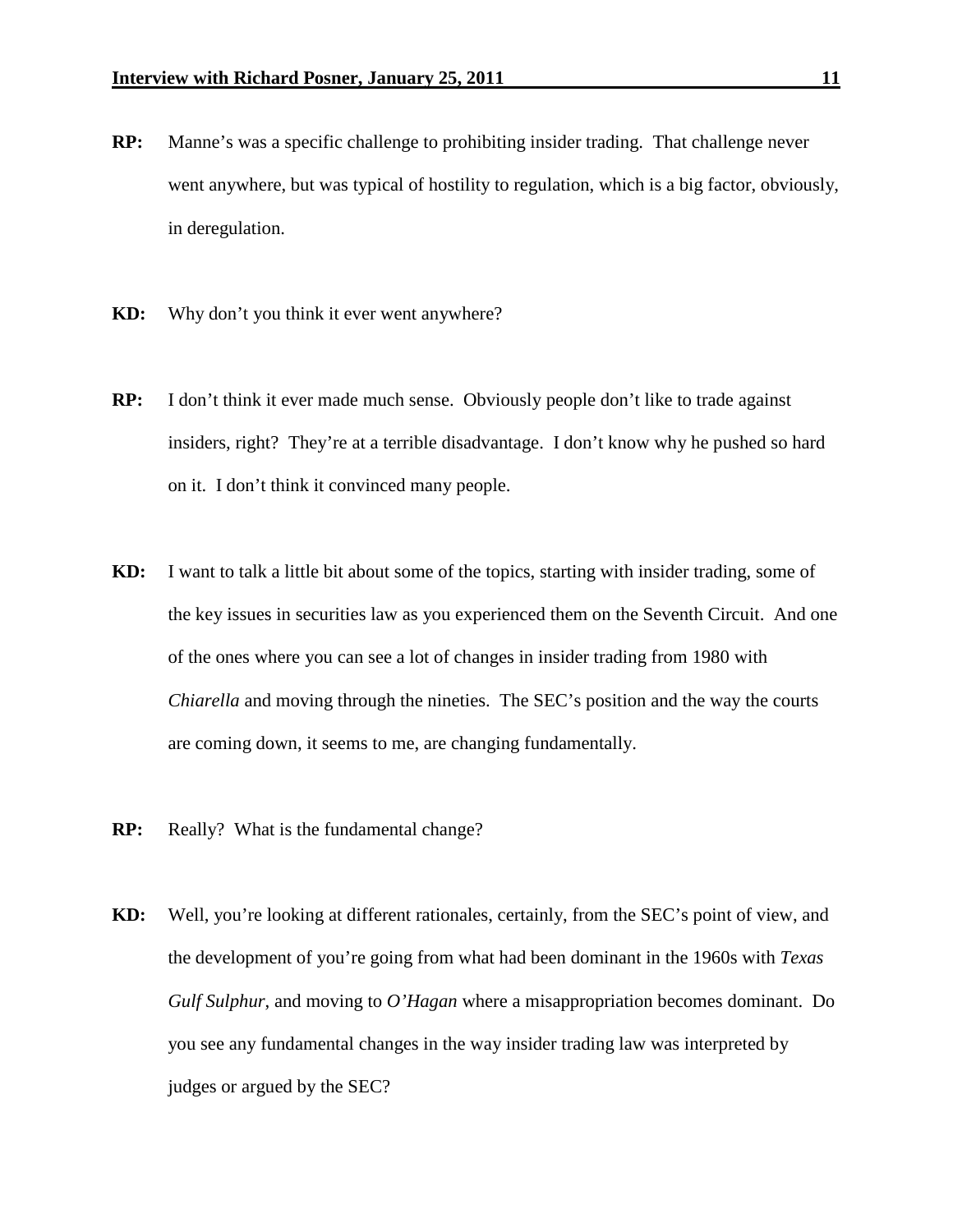**RP:** Manne's was a specific challenge to prohibiting insider trading. That challenge never went anywhere, but was typical of hostility to regulation, which is a big factor, obviously, in deregulation.

**KD:** Why don't you think it ever went anywhere?

**RP:** I don't think it ever made much sense. Obviously people don't like to trade against insiders, right? They're at a terrible disadvantage. I don't know why he pushed so hard on it. I don't think it convinced many people.

**KD:** I want to talk a little bit about some of the topics, starting with insider trading, some of the key issues in securities law as you experienced them on the Seventh Circuit. And one of the ones where you can see a lot of changes in insider trading from 1980 with *Chiarella* and moving through the nineties. The SEC's position and the way the courts are coming down, it seems to me, are changing fundamentally.

**RP:** Really? What is the fundamental change?

**KD:** Well, you're looking at different rationales, certainly, from the SEC's point of view, and the development of you're going from what had been dominant in the 1960s with *Texas Gulf Sulphur*, and moving to *O'Hagan* where a misappropriation becomes dominant. Do you see any fundamental changes in the way insider trading law was interpreted by judges or argued by the SEC?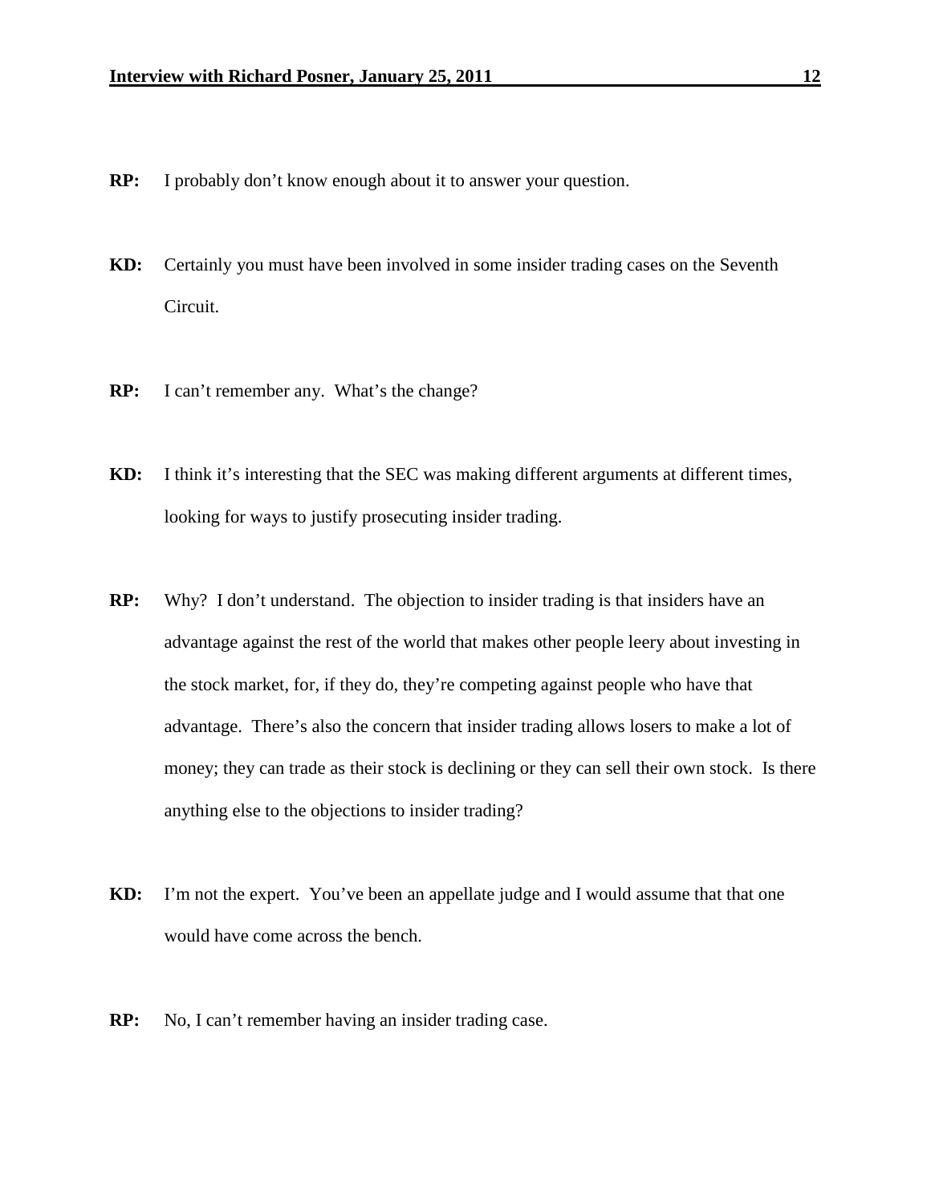**RP:** I probably don't know enough about it to answer your question.

**KD:** Certainly you must have been involved in some insider trading cases on the Seventh Circuit.

**RP:** I can't remember any. What's the change?

**KD:** I think it's interesting that the SEC was making different arguments at different times, looking for ways to justify prosecuting insider trading.

**RP:** Why? I don't understand. The objection to insider trading is that insiders have an advantage against the rest of the world that makes other people leery about investing in the stock market, for, if they do, they're competing against people who have that advantage. There's also the concern that insider trading allows losers to make a lot of money; they can trade as their stock is declining or they can sell their own stock. Is there anything else to the objections to insider trading?

**KD:** I'm not the expert. You've been an appellate judge and I would assume that that one would have come across the bench.

**RP:** No, I can't remember having an insider trading case.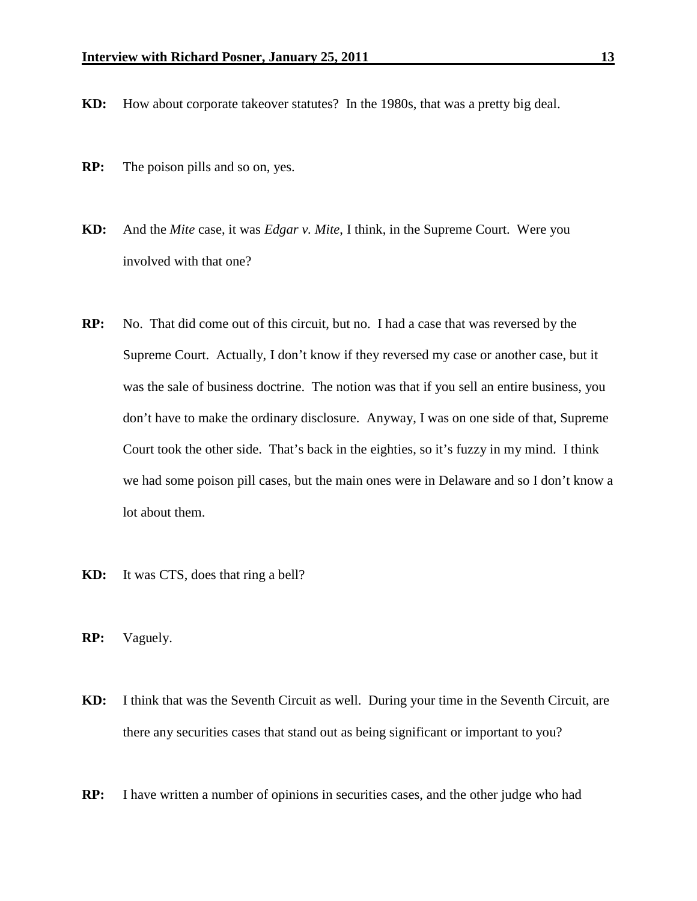**KD:** How about corporate takeover statutes? In the 1980s, that was a pretty big deal.

**RP:** The poison pills and so on, yes.

**KD:** And the *Mite* case, it was *Edgar v. Mite*, I think, in the Supreme Court. Were you involved with that one?

**RP:** No. That did come out of this circuit, but no. I had a case that was reversed by the Supreme Court. Actually, I don't know if they reversed my case or another case, but it was the sale of business doctrine. The notion was that if you sell an entire business, you don't have to make the ordinary disclosure. Anyway, I was on one side of that, Supreme Court took the other side. That's back in the eighties, so it's fuzzy in my mind. I think we had some poison pill cases, but the main ones were in Delaware and so I don't know a lot about them.

**KD:** It was CTS, does that ring a bell?

**RP:** Vaguely.

**KD:** I think that was the Seventh Circuit as well. During your time in the Seventh Circuit, are there any securities cases that stand out as being significant or important to you?

**RP:** I have written a number of opinions in securities cases, and the other judge who had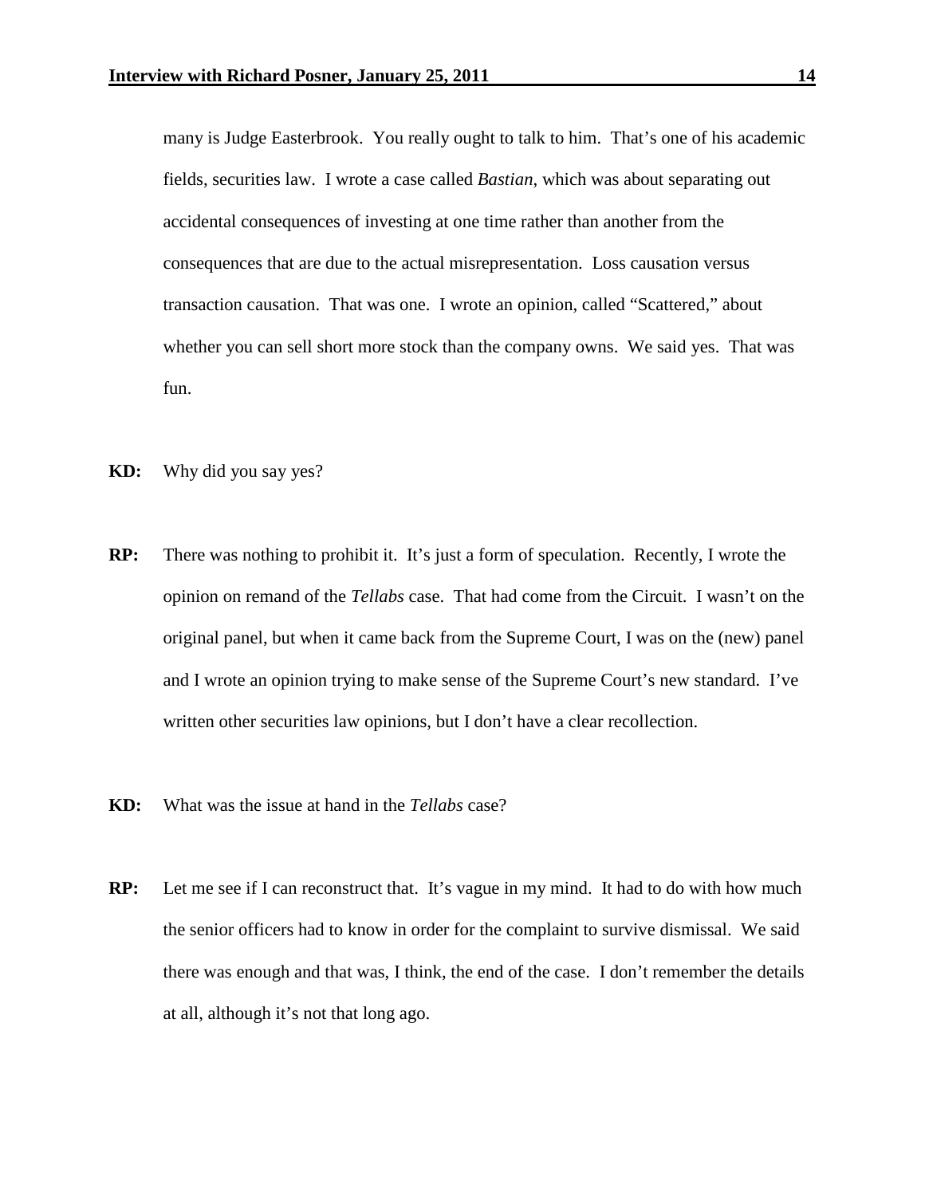many is Judge Easterbrook. You really ought to talk to him. That's one of his academic fields, securities law. I wrote a case called *Bastian*, which was about separating out accidental consequences of investing at one time rather than another from the consequences that are due to the actual misrepresentation. Loss causation versus transaction causation. That was one. I wrote an opinion, called "Scattered," about whether you can sell short more stock than the company owns. We said yes. That was fun.

**KD:** Why did you say yes?

**RP:** There was nothing to prohibit it. It's just a form of speculation. Recently, I wrote the opinion on remand of the *Tellabs* case. That had come from the Circuit. I wasn't on the original panel, but when it came back from the Supreme Court, I was on the (new) panel and I wrote an opinion trying to make sense of the Supreme Court's new standard. I've written other securities law opinions, but I don't have a clear recollection.

**KD:** What was the issue at hand in the *Tellabs* case?

**RP:** Let me see if I can reconstruct that. It's vague in my mind. It had to do with how much the senior officers had to know in order for the complaint to survive dismissal. We said there was enough and that was, I think, the end of the case. I don't remember the details at all, although it's not that long ago.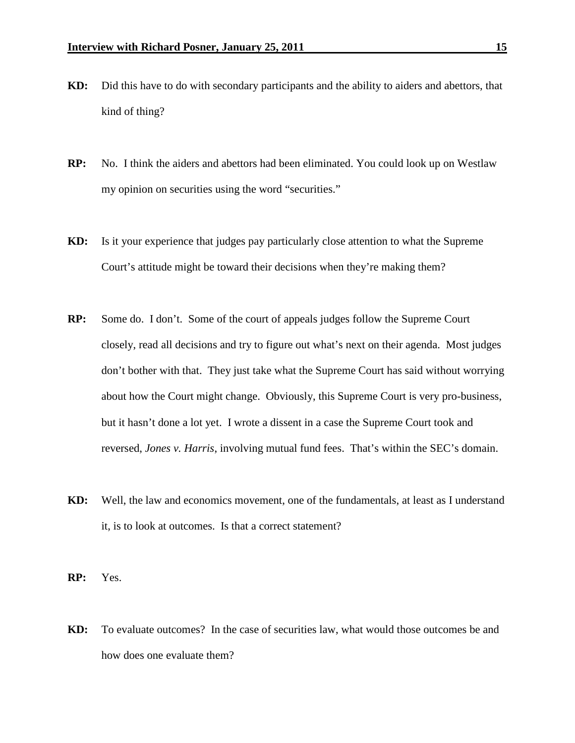**KD:** Did this have to do with secondary participants and the ability to aiders and abettors, that kind of thing?

**RP:** No. I think the aiders and abettors had been eliminated. You could look up on Westlaw my opinion on securities using the word "securities."

**KD:** Is it your experience that judges pay particularly close attention to what the Supreme Court's attitude might be toward their decisions when they're making them?

**RP:** Some do. I don't. Some of the court of appeals judges follow the Supreme Court closely, read all decisions and try to figure out what's next on their agenda. Most judges don't bother with that. They just take what the Supreme Court has said without worrying about how the Court might change. Obviously, this Supreme Court is very pro-business, but it hasn't done a lot yet. I wrote a dissent in a case the Supreme Court took and reversed, *Jones v. Harris*, involving mutual fund fees. That's within the SEC's domain.

**KD:** Well, the law and economics movement, one of the fundamentals, at least as I understand it, is to look at outcomes. Is that a correct statement?

**RP:** Yes.

**KD:** To evaluate outcomes? In the case of securities law, what would those outcomes be and how does one evaluate them?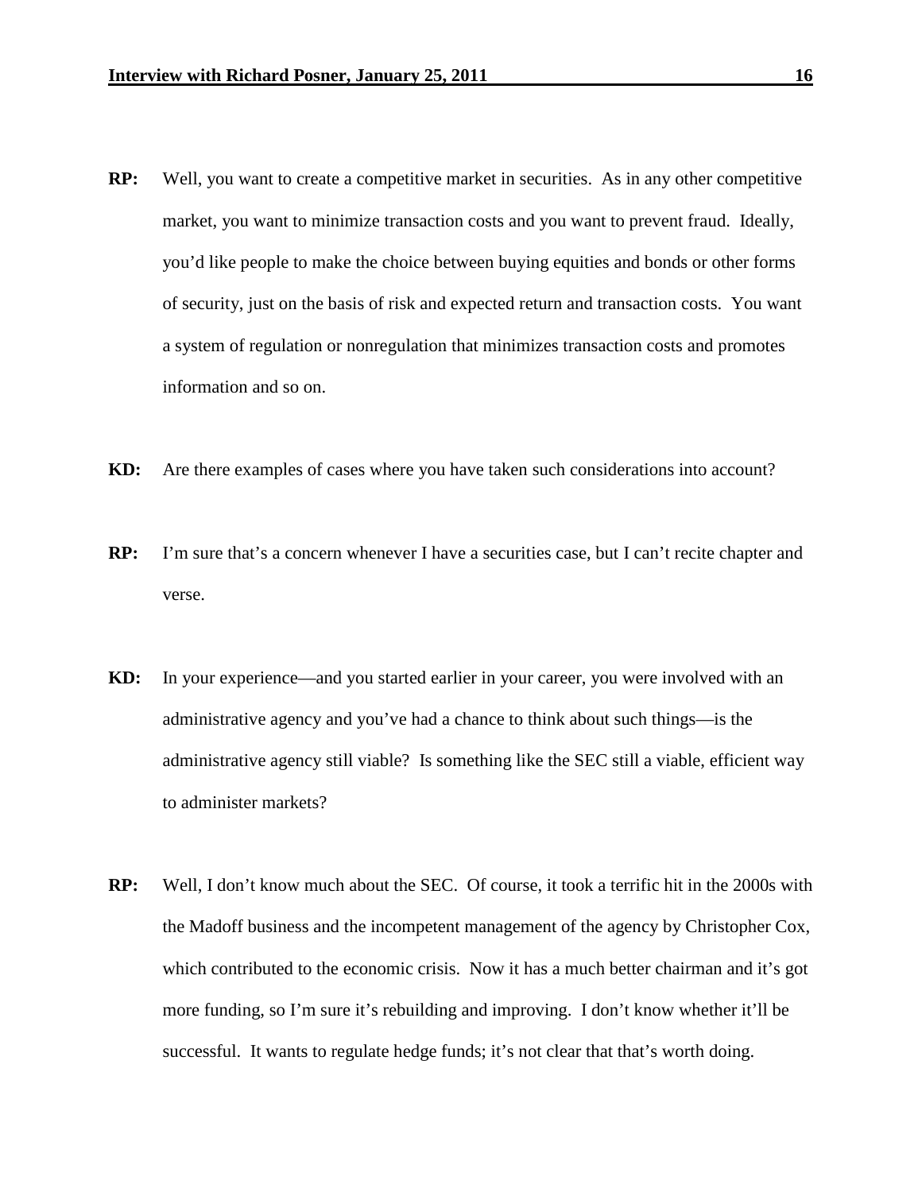**RP:** Well, you want to create a competitive market in securities. As in any other competitive market, you want to minimize transaction costs and you want to prevent fraud. Ideally, you'd like people to make the choice between buying equities and bonds or other forms of security, just on the basis of risk and expected return and transaction costs. You want a system of regulation or nonregulation that minimizes transaction costs and promotes information and so on.

**KD:** Are there examples of cases where you have taken such considerations into account?

**RP:** I'm sure that's a concern whenever I have a securities case, but I can't recite chapter and verse.

**KD:** In your experience—and you started earlier in your career, you were involved with an administrative agency and you've had a chance to think about such things—is the administrative agency still viable? Is something like the SEC still a viable, efficient way to administer markets?

**RP:** Well, I don't know much about the SEC. Of course, it took a terrific hit in the 2000s with the Madoff business and the incompetent management of the agency by Christopher Cox, which contributed to the economic crisis. Now it has a much better chairman and it's got more funding, so I'm sure it's rebuilding and improving. I don't know whether it'll be successful. It wants to regulate hedge funds; it's not clear that that's worth doing.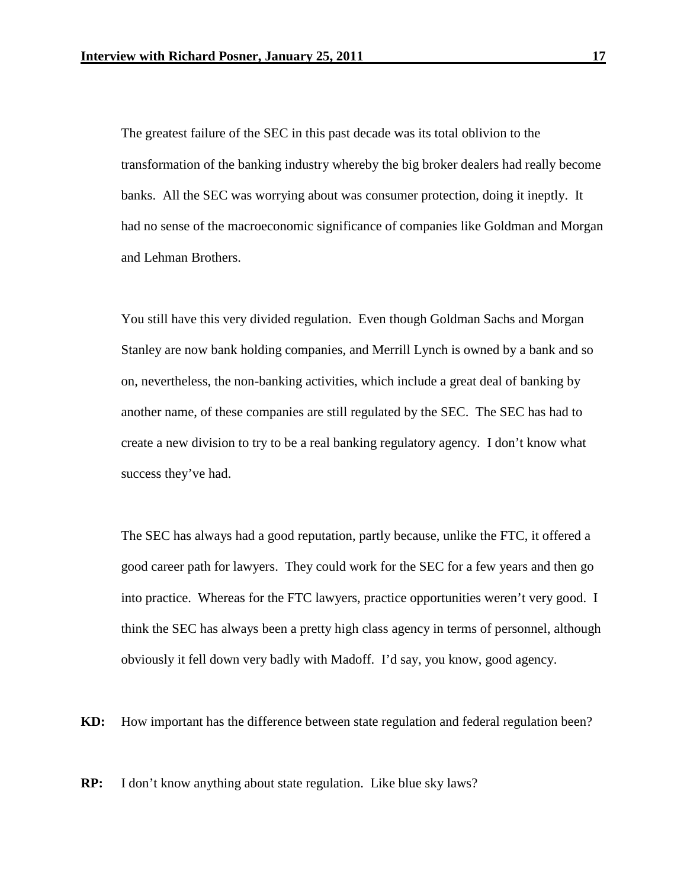The greatest failure of the SEC in this past decade was its total oblivion to the transformation of the banking industry whereby the big broker dealers had really become banks. All the SEC was worrying about was consumer protection, doing it ineptly. It had no sense of the macroeconomic significance of companies like Goldman and Morgan and Lehman Brothers.

You still have this very divided regulation. Even though Goldman Sachs and Morgan Stanley are now bank holding companies, and Merrill Lynch is owned by a bank and so on, nevertheless, the non-banking activities, which include a great deal of banking by another name, of these companies are still regulated by the SEC. The SEC has had to create a new division to try to be a real banking regulatory agency. I don't know what success they've had.

The SEC has always had a good reputation, partly because, unlike the FTC, it offered a good career path for lawyers. They could work for the SEC for a few years and then go into practice. Whereas for the FTC lawyers, practice opportunities weren't very good. I think the SEC has always been a pretty high class agency in terms of personnel, although obviously it fell down very badly with Madoff. I'd say, you know, good agency.

**KD:** How important has the difference between state regulation and federal regulation been?

**RP:** I don't know anything about state regulation. Like blue sky laws?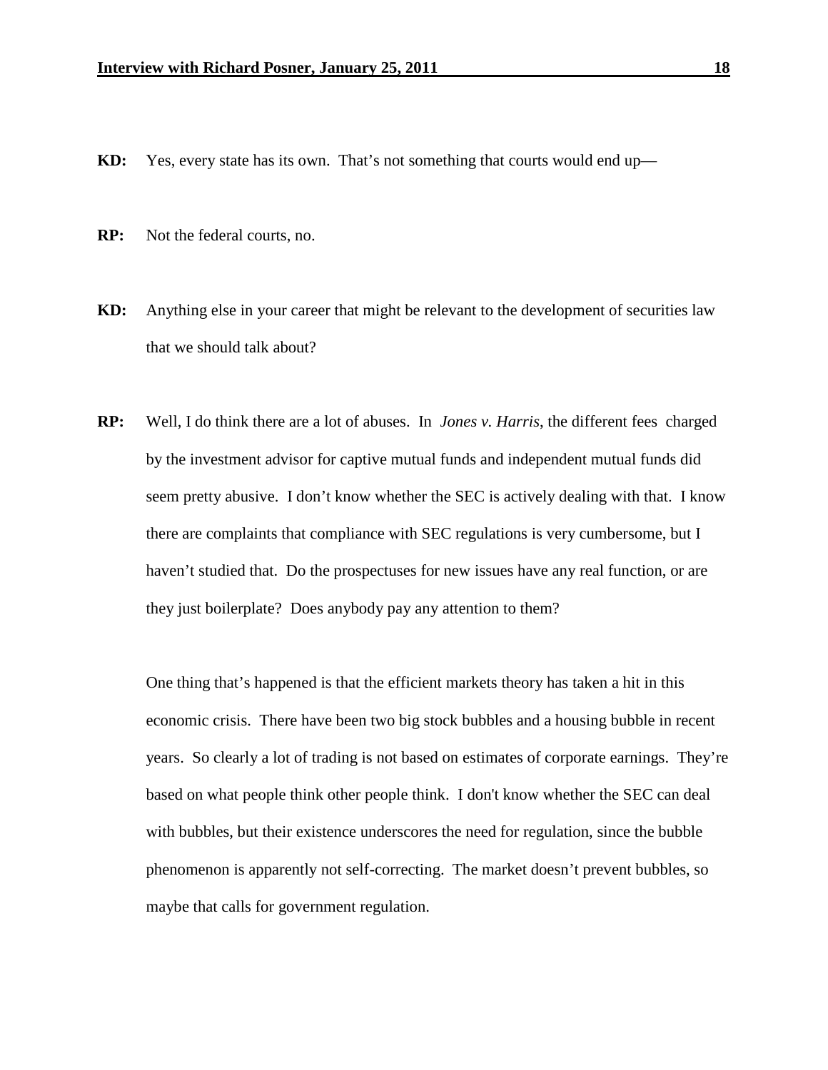**KD:** Yes, every state has its own. That's not something that courts would end up—

**RP:** Not the federal courts, no.

**KD:** Anything else in your career that might be relevant to the development of securities law that we should talk about?

**RP:** Well, I do think there are a lot of abuses. In *Jones v. Harris*, the different fees charged by the investment advisor for captive mutual funds and independent mutual funds did seem pretty abusive. I don't know whether the SEC is actively dealing with that. I know there are complaints that compliance with SEC regulations is very cumbersome, but I haven't studied that. Do the prospectuses for new issues have any real function, or are they just boilerplate? Does anybody pay any attention to them?

One thing that's happened is that the efficient markets theory has taken a hit in this economic crisis. There have been two big stock bubbles and a housing bubble in recent years. So clearly a lot of trading is not based on estimates of corporate earnings. They're based on what people think other people think. I don't know whether the SEC can deal with bubbles, but their existence underscores the need for regulation, since the bubble phenomenon is apparently not self-correcting. The market doesn't prevent bubbles, so maybe that calls for government regulation.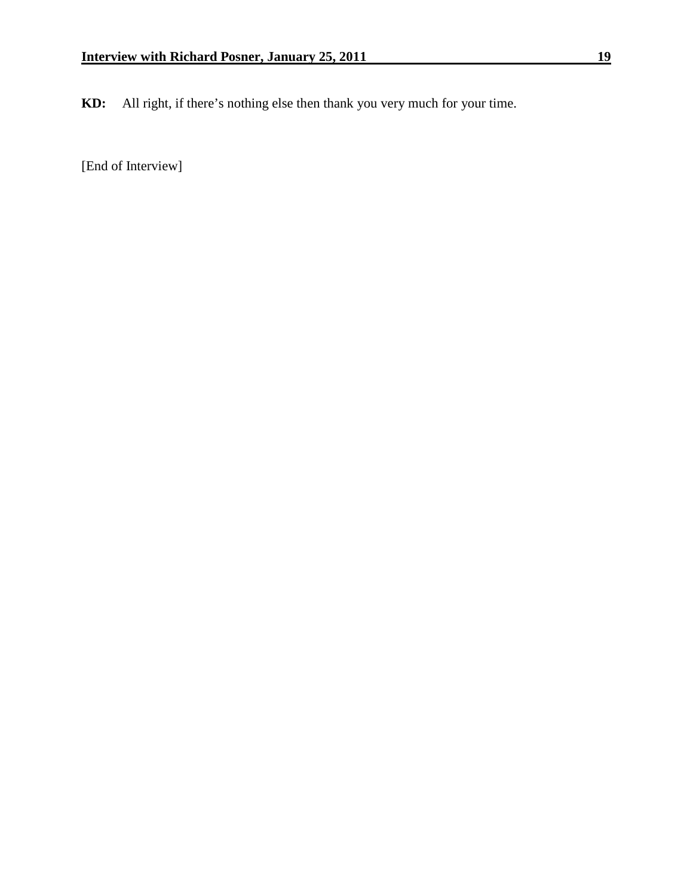**KD:** All right, if there's nothing else then thank you very much for your time.

[End of Interview]